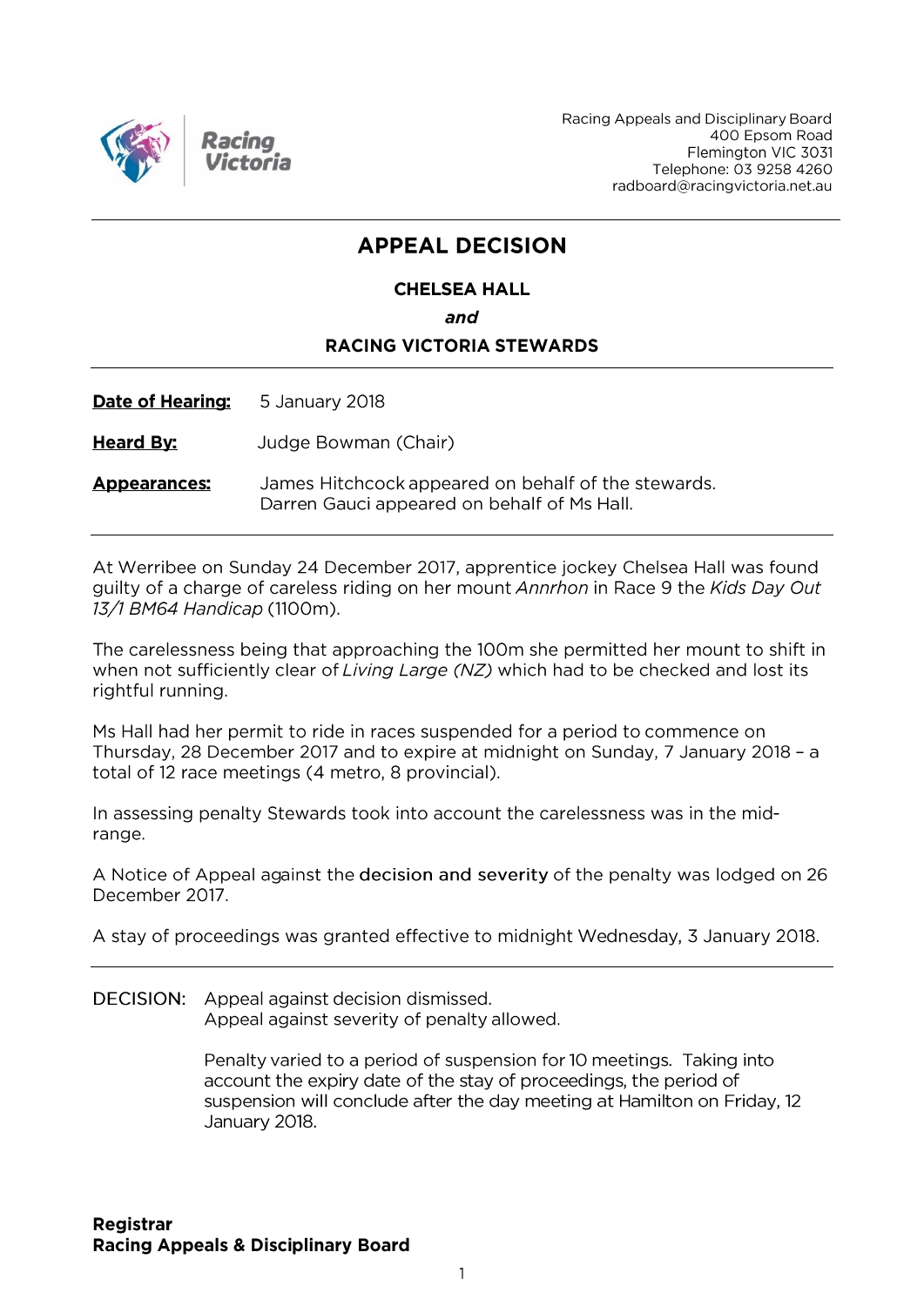Racing Victoria

Racing Appeals and Disciplinary Board
400 Epsom Road
Flemington VIC 3031
Telephone: 03 9258 4260
radboard@racingvictoria.net.au

---

# APPEAL DECISION

**CHELSEA HALL**

***and***

**RACING VICTORIA STEWARDS**

---

**Date of Hearing:** 5 January 2018

**Heard By:** Judge Bowman (Chair)

**Appearances:** James Hitchcock appeared on behalf of the stewards.
Darren Gauci appeared on behalf of Ms Hall.

---

At Werribee on Sunday 24 December 2017, apprentice jockey Chelsea Hall was found guilty of a charge of careless riding on her mount *Annrhon* in Race 9 the *Kids Day Out 13/1 BM64 Handicap* (1100m).

The carelessness being that approaching the 100m she permitted her mount to shift in when not sufficiently clear of *Living Large (NZ)* which had to be checked and lost its rightful running.

Ms Hall had her permit to ride in races suspended for a period to commence on Thursday, 28 December 2017 and to expire at midnight on Sunday, 7 January 2018 – a total of 12 race meetings (4 metro, 8 provincial).

In assessing penalty Stewards took into account the carelessness was in the mid-range.

A Notice of Appeal against the decision and severity of the penalty was lodged on 26 December 2017.

A stay of proceedings was granted effective to midnight Wednesday, 3 January 2018.

---

DECISION: Appeal against decision dismissed.
Appeal against severity of penalty allowed.

Penalty varied to a period of suspension for 10 meetings. Taking into account the expiry date of the stay of proceedings, the period of suspension will conclude after the day meeting at Hamilton on Friday, 12 January 2018.

**Registrar**
**Racing Appeals & Disciplinary Board**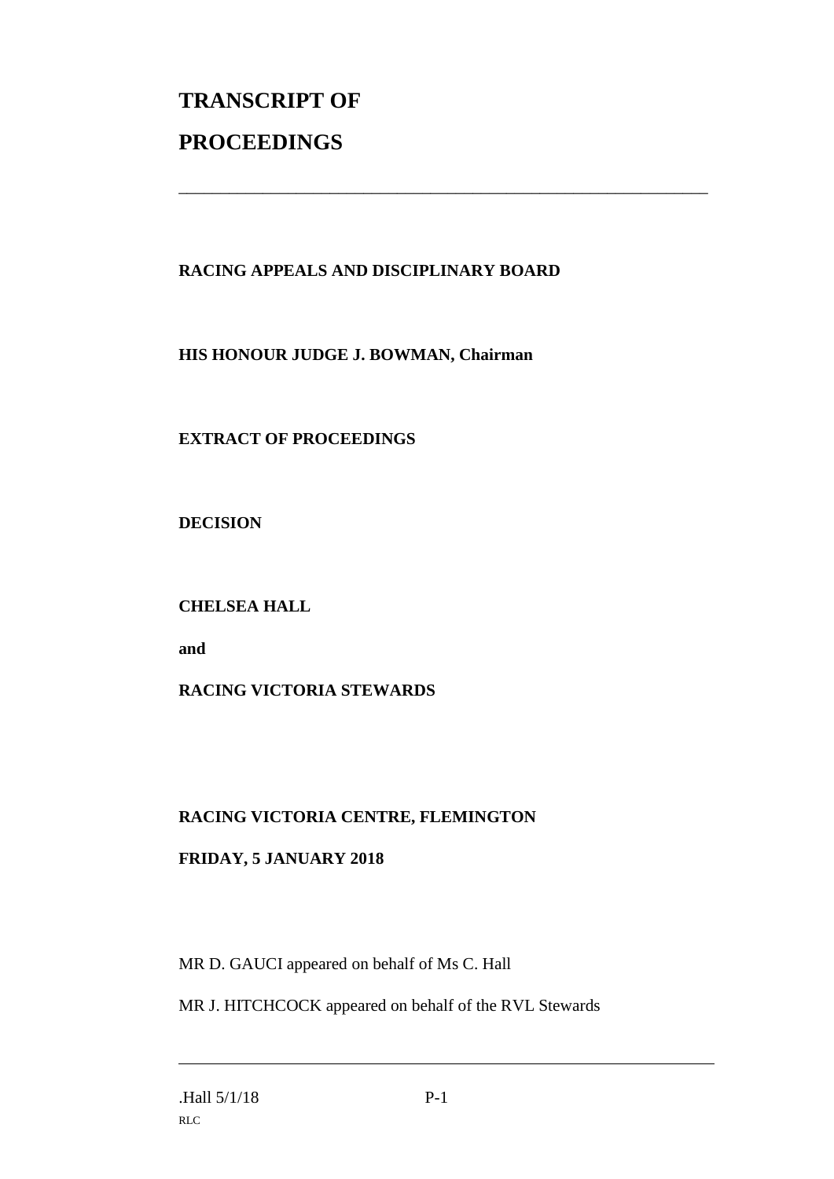# TRANSCRIPT OF PROCEEDINGS

---

**RACING APPEALS AND DISCIPLINARY BOARD**

**HIS HONOUR JUDGE J. BOWMAN, Chairman**

**EXTRACT OF PROCEEDINGS**

**DECISION**

**CHELSEA HALL**

**and**

**RACING VICTORIA STEWARDS**

**RACING VICTORIA CENTRE, FLEMINGTON**

**FRIDAY, 5 JANUARY 2018**

MR D. GAUCI appeared on behalf of Ms C. Hall

MR J. HITCHCOCK appeared on behalf of the RVL Stewards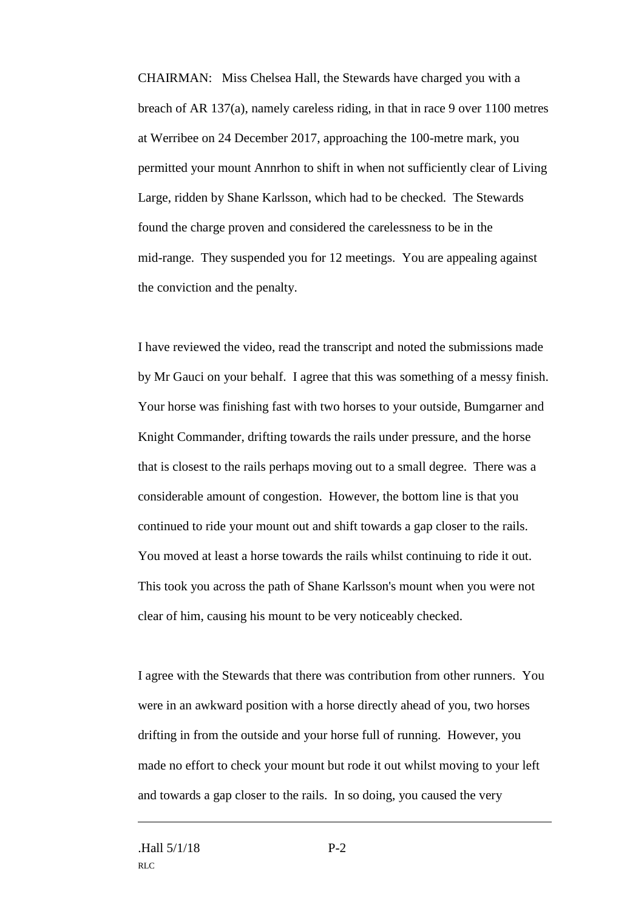CHAIRMAN: Miss Chelsea Hall, the Stewards have charged you with a breach of AR 137(a), namely careless riding, in that in race 9 over 1100 metres at Werribee on 24 December 2017, approaching the 100-metre mark, you permitted your mount Annrhon to shift in when not sufficiently clear of Living Large, ridden by Shane Karlsson, which had to be checked. The Stewards found the charge proven and considered the carelessness to be in the mid-range. They suspended you for 12 meetings. You are appealing against the conviction and the penalty.

I have reviewed the video, read the transcript and noted the submissions made by Mr Gauci on your behalf. I agree that this was something of a messy finish. Your horse was finishing fast with two horses to your outside, Bumgarner and Knight Commander, drifting towards the rails under pressure, and the horse that is closest to the rails perhaps moving out to a small degree. There was a considerable amount of congestion. However, the bottom line is that you continued to ride your mount out and shift towards a gap closer to the rails. You moved at least a horse towards the rails whilst continuing to ride it out. This took you across the path of Shane Karlsson's mount when you were not clear of him, causing his mount to be very noticeably checked.

I agree with the Stewards that there was contribution from other runners. You were in an awkward position with a horse directly ahead of you, two horses drifting in from the outside and your horse full of running. However, you made no effort to check your mount but rode it out whilst moving to your left and towards a gap closer to the rails. In so doing, you caused the very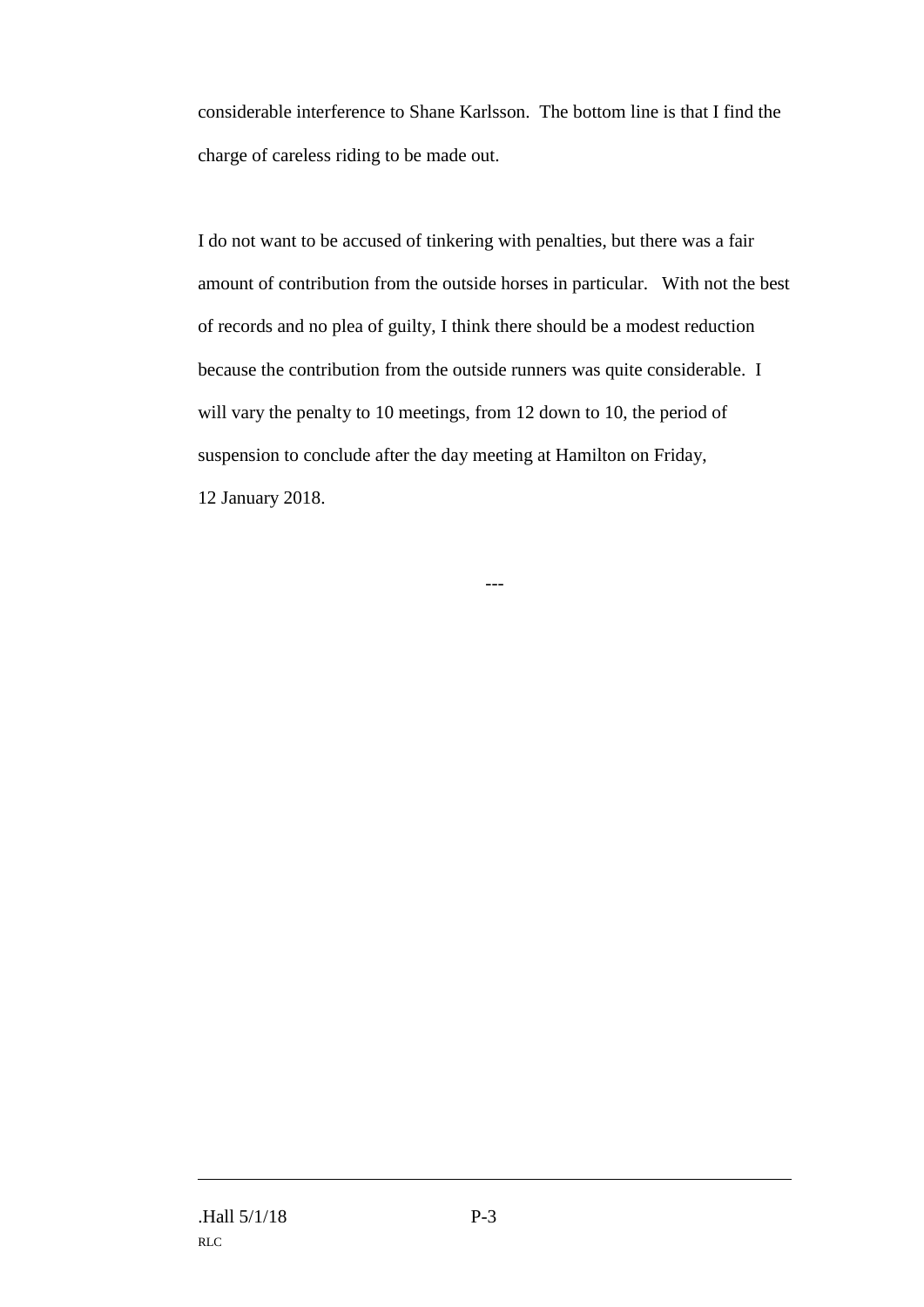considerable interference to Shane Karlsson. The bottom line is that I find the charge of careless riding to be made out.

I do not want to be accused of tinkering with penalties, but there was a fair amount of contribution from the outside horses in particular. With not the best of records and no plea of guilty, I think there should be a modest reduction because the contribution from the outside runners was quite considerable. I will vary the penalty to 10 meetings, from 12 down to 10, the period of suspension to conclude after the day meeting at Hamilton on Friday, 12 January 2018.

---